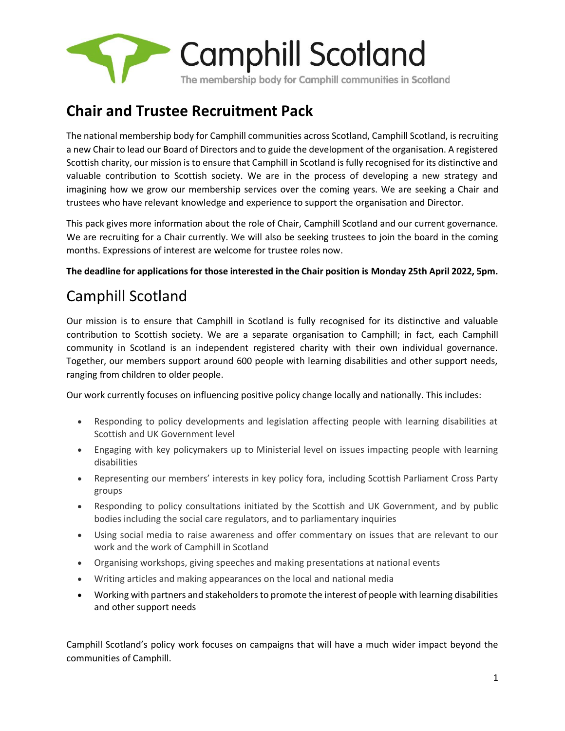# Camphill Scotland

The membership body for Camphill communities in Scotland

## Chair and Trustee Recruitment Pack

The national membership body for Camphill communities across Scotland, Camphill Scotland, is recruiting a new Chair to lead our Board of Directors and to guide the development of the organisation. A registered Scottish charity, our mission is to ensure that Camphill in Scotland is fully recognised for its distinctive and valuable contribution to Scottish society. We are in the process of developing a new strategy and imagining how we grow our membership services over the coming years. We are seeking a Chair and trustees who have relevant knowledge and experience to support the organisation and Director.

This pack gives more information about the role of Chair, Camphill Scotland and our current governance. We are recruiting for a Chair currently. We will also be seeking trustees to join the board in the coming months. Expressions of interest are welcome for trustee roles now.

**The deadline for applications for those interested in the Chair position is Monday 25th April 2022, 5pm.**

## Camphill Scotland

Our mission is to ensure that Camphill in Scotland is fully recognised for its distinctive and valuable contribution to Scottish society. We are a separate organisation to Camphill; in fact, each Camphill community in Scotland is an independent registered charity with their own individual governance. Together, our members support around 600 people with learning disabilities and other support needs, ranging from children to older people.

Our work currently focuses on influencing positive policy change locally and nationally. This includes:

- Responding to policy developments and legislation affecting people with learning disabilities at Scottish and UK Government level
- Engaging with key policymakers up to Ministerial level on issues impacting people with learning disabilities
- Representing our members' interests in key policy fora, including Scottish Parliament Cross Party groups
- Responding to policy consultations initiated by the Scottish and UK Government, and by public bodies including the social care regulators, and to parliamentary inquiries
- Using social media to raise awareness and offer commentary on issues that are relevant to our work and the work of Camphill in Scotland
- Organising workshops, giving speeches and making presentations at national events
- Writing articles and making appearances on the local and national media
- Working with partners and stakeholders to promote the interest of people with learning disabilities and other support needs

Camphill Scotland's policy work focuses on campaigns that will have a much wider impact beyond the communities of Camphill.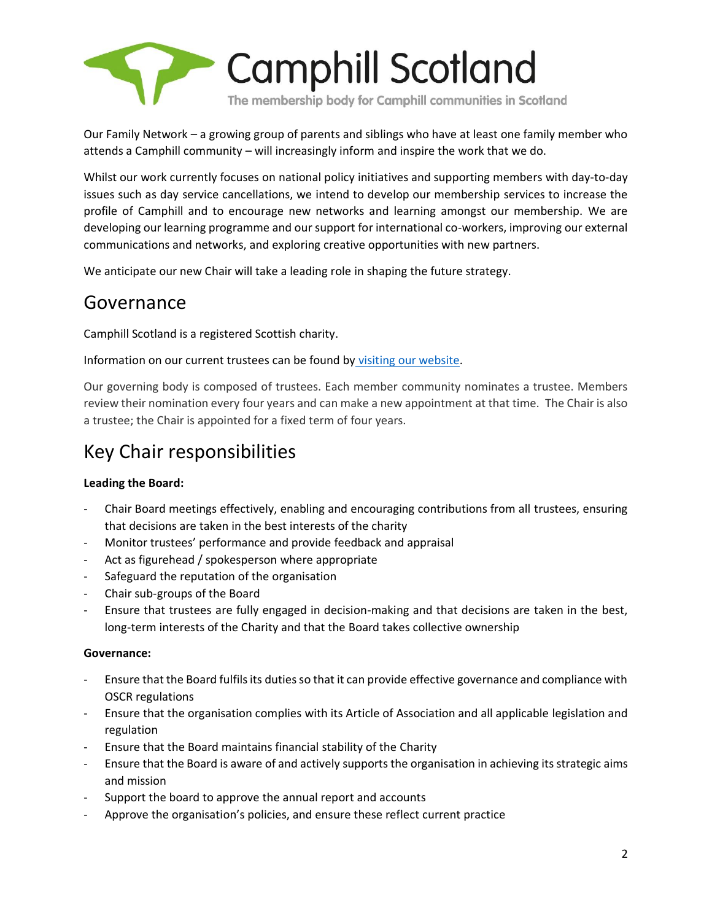Our Family Network – a growing group of parents and siblings who have at least one family member who attends a Camphill community – will increasingly inform and inspire the work that we do.

Whilst our work currently focuses on national policy initiatives and supporting members with day-to-day issues such as day service cancellations, we intend to develop our membership services to increase the profile of Camphill and to encourage new networks and learning amongst our membership. We are developing our learning programme and our support for international co-workers, improving our external communications and networks, and exploring creative opportunities with new partners.

We anticipate our new Chair will take a leading role in shaping the future strategy.

## Governance

Camphill Scotland is a registered Scottish charity.

Information on our current trustees can be found by visiting our website.

Our governing body is composed of trustees. Each member community nominates a trustee. Members review their nomination every four years and can make a new appointment at that time. The Chair is also a trustee; the Chair is appointed for a fixed term of four years.

## Key Chair responsibilities

**Leading the Board:**

- Chair Board meetings effectively, enabling and encouraging contributions from all trustees, ensuring that decisions are taken in the best interests of the charity
- Monitor trustees' performance and provide feedback and appraisal
- Act as figurehead / spokesperson where appropriate
- Safeguard the reputation of the organisation
- Chair sub-groups of the Board
- Ensure that trustees are fully engaged in decision-making and that decisions are taken in the best, long-term interests of the Charity and that the Board takes collective ownership

**Governance:**

- Ensure that the Board fulfils its duties so that it can provide effective governance and compliance with OSCR regulations
- Ensure that the organisation complies with its Article of Association and all applicable legislation and regulation
- Ensure that the Board maintains financial stability of the Charity
- Ensure that the Board is aware of and actively supports the organisation in achieving its strategic aims and mission
- Support the board to approve the annual report and accounts
- Approve the organisation's policies, and ensure these reflect current practice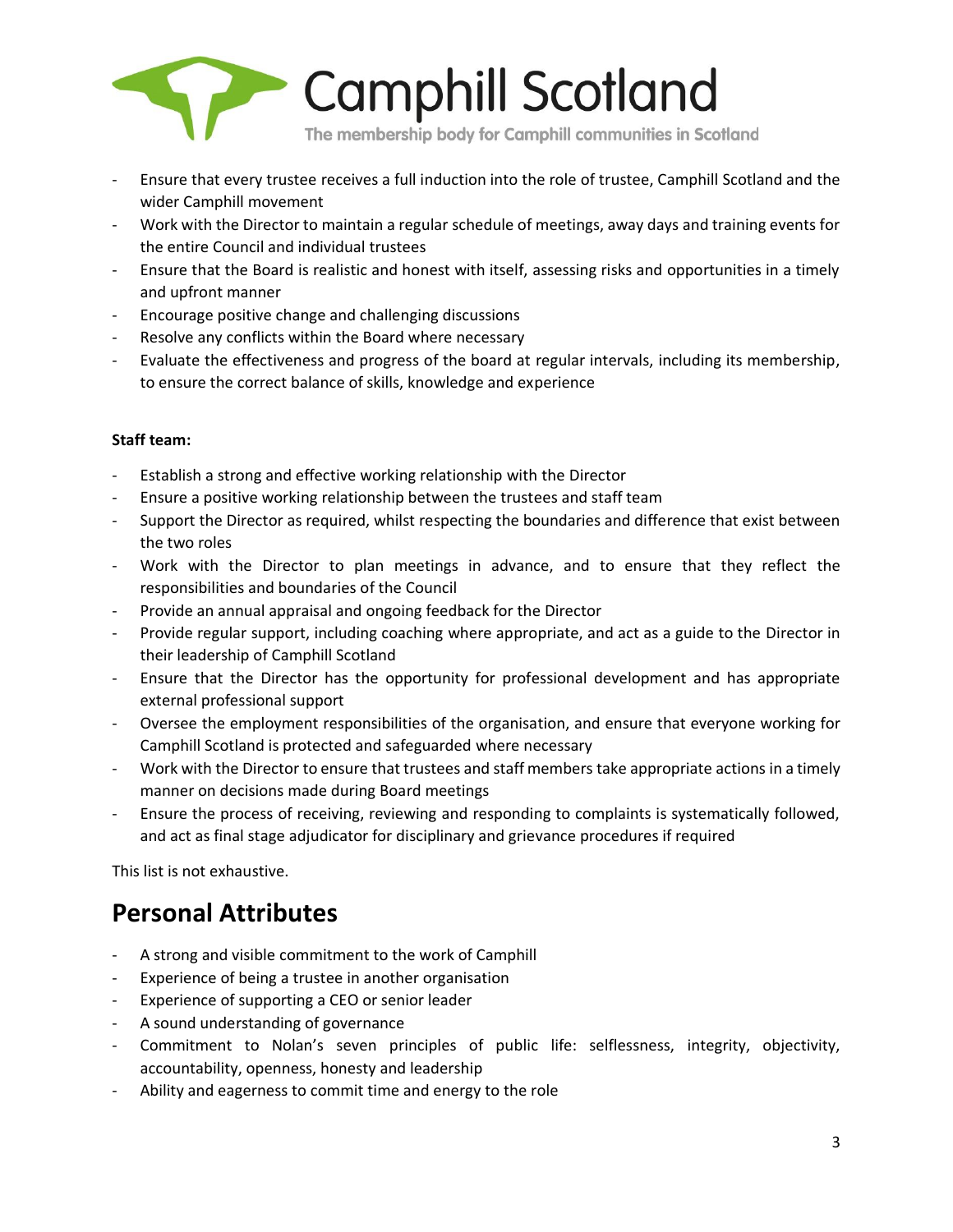- Ensure that every trustee receives a full induction into the role of trustee, Camphill Scotland and the wider Camphill movement
- Work with the Director to maintain a regular schedule of meetings, away days and training events for the entire Council and individual trustees
- Ensure that the Board is realistic and honest with itself, assessing risks and opportunities in a timely and upfront manner
- Encourage positive change and challenging discussions
- Resolve any conflicts within the Board where necessary
- Evaluate the effectiveness and progress of the board at regular intervals, including its membership, to ensure the correct balance of skills, knowledge and experience

**Staff team:**

- Establish a strong and effective working relationship with the Director
- Ensure a positive working relationship between the trustees and staff team
- Support the Director as required, whilst respecting the boundaries and difference that exist between the two roles
- Work with the Director to plan meetings in advance, and to ensure that they reflect the responsibilities and boundaries of the Council
- Provide an annual appraisal and ongoing feedback for the Director
- Provide regular support, including coaching where appropriate, and act as a guide to the Director in their leadership of Camphill Scotland
- Ensure that the Director has the opportunity for professional development and has appropriate external professional support
- Oversee the employment responsibilities of the organisation, and ensure that everyone working for Camphill Scotland is protected and safeguarded where necessary
- Work with the Director to ensure that trustees and staff members take appropriate actions in a timely manner on decisions made during Board meetings
- Ensure the process of receiving, reviewing and responding to complaints is systematically followed, and act as final stage adjudicator for disciplinary and grievance procedures if required

This list is not exhaustive.

## Personal Attributes

- A strong and visible commitment to the work of Camphill
- Experience of being a trustee in another organisation
- Experience of supporting a CEO or senior leader
- A sound understanding of governance
- Commitment to Nolan's seven principles of public life: selflessness, integrity, objectivity, accountability, openness, honesty and leadership
- Ability and eagerness to commit time and energy to the role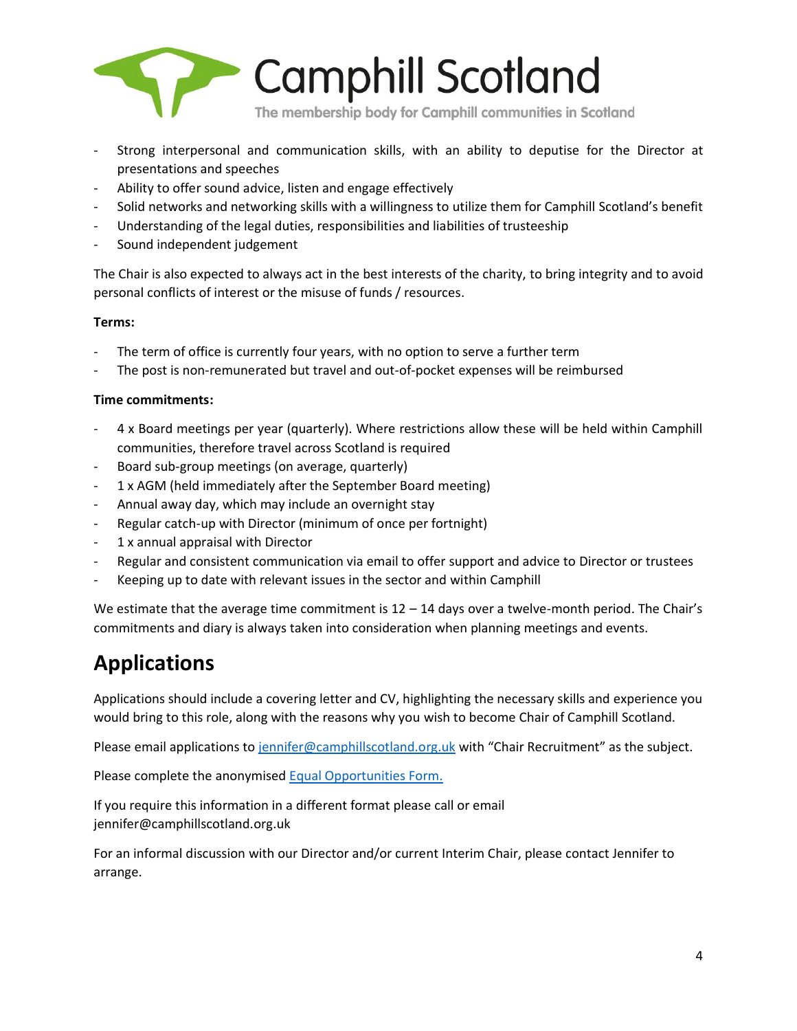- Strong interpersonal and communication skills, with an ability to deputise for the Director at presentations and speeches
- Ability to offer sound advice, listen and engage effectively
- Solid networks and networking skills with a willingness to utilize them for Camphill Scotland's benefit
- Understanding of the legal duties, responsibilities and liabilities of trusteeship
- Sound independent judgement

The Chair is also expected to always act in the best interests of the charity, to bring integrity and to avoid personal conflicts of interest or the misuse of funds / resources.

**Terms:**

- The term of office is currently four years, with no option to serve a further term
- The post is non-remunerated but travel and out-of-pocket expenses will be reimbursed

**Time commitments:**

- 4 x Board meetings per year (quarterly). Where restrictions allow these will be held within Camphill communities, therefore travel across Scotland is required
- Board sub-group meetings (on average, quarterly)
- 1 x AGM (held immediately after the September Board meeting)
- Annual away day, which may include an overnight stay
- Regular catch-up with Director (minimum of once per fortnight)
- 1 x annual appraisal with Director
- Regular and consistent communication via email to offer support and advice to Director or trustees
- Keeping up to date with relevant issues in the sector and within Camphill

We estimate that the average time commitment is 12 – 14 days over a twelve-month period. The Chair's commitments and diary is always taken into consideration when planning meetings and events.

## Applications

Applications should include a covering letter and CV, highlighting the necessary skills and experience you would bring to this role, along with the reasons why you wish to become Chair of Camphill Scotland.

Please email applications to [jennifer@camphillscotland.org.uk](mailto:jennifer@camphillscotland.org.uk) with "Chair Recruitment" as the subject.

Please complete the anonymised [Equal Opportunities Form.]()

If you require this information in a different format please call or email jennifer@camphillscotland.org.uk

For an informal discussion with our Director and/or current Interim Chair, please contact Jennifer to arrange.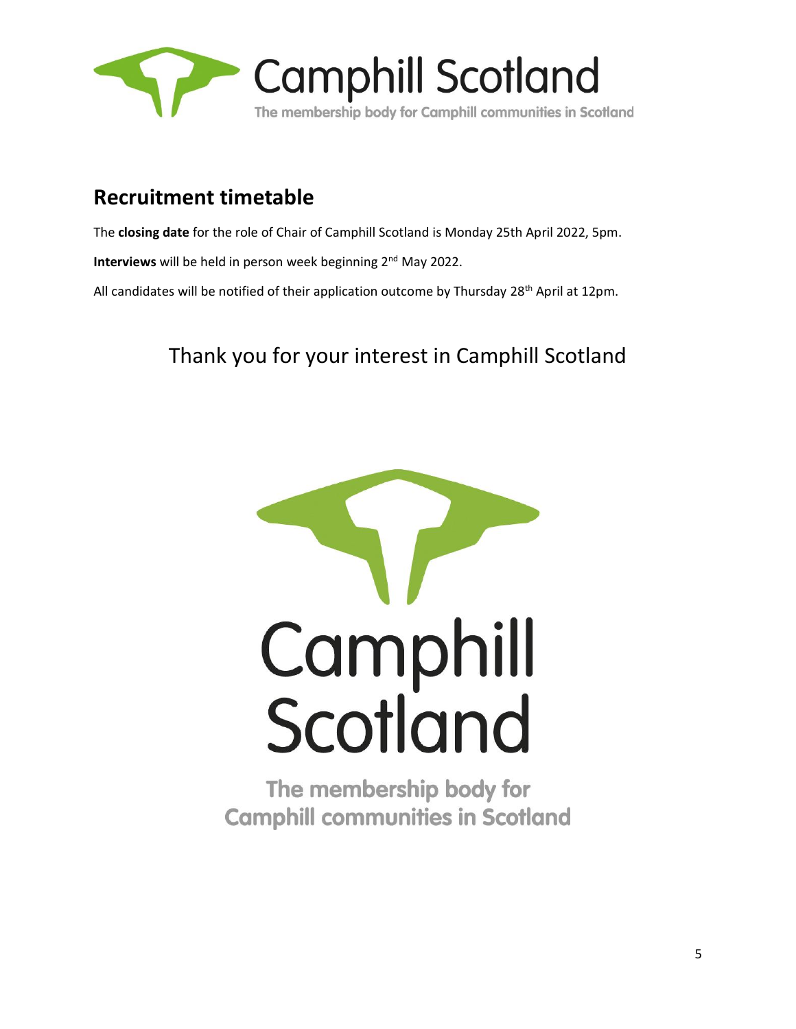## Recruitment timetable

The **closing date** for the role of Chair of Camphill Scotland is Monday 25th April 2022, 5pm.

**Interviews** will be held in person week beginning 2nd May 2022.

All candidates will be notified of their application outcome by Thursday 28th April at 12pm.

Thank you for your interest in Camphill Scotland

Camphill Scotland

The membership body for Camphill communities in Scotland